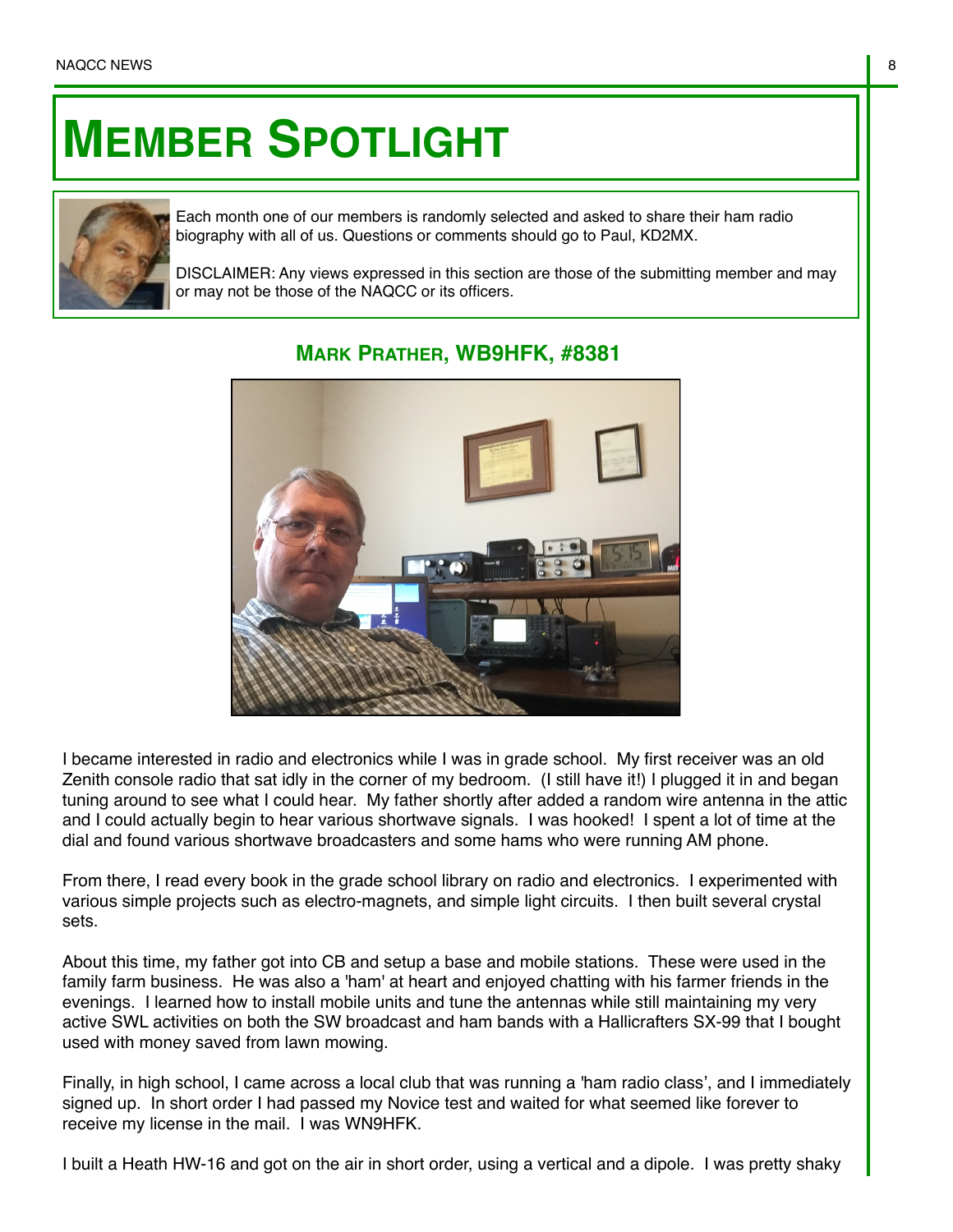# Member Spotlight

Each month one of our members is randomly selected and asked to share their ham radio biography with all of us. Questions or comments should go to Paul, KD2MX.

DISCLAIMER: Any views expressed in this section are those of the submitting member and may or may not be those of the NAQCC or its officers.

## Mark Prather, WB9HFK, #8381

I became interested in radio and electronics while I was in grade school. My first receiver was an old Zenith console radio that sat idly in the corner of my bedroom. (I still have it!) I plugged it in and began tuning around to see what I could hear. My father shortly after added a random wire antenna in the attic and I could actually begin to hear various shortwave signals. I was hooked! I spent a lot of time at the dial and found various shortwave broadcasters and some hams who were running AM phone.

From there, I read every book in the grade school library on radio and electronics. I experimented with various simple projects such as electro-magnets, and simple light circuits. I then built several crystal sets.

About this time, my father got into CB and setup a base and mobile stations. These were used in the family farm business. He was also a 'ham' at heart and enjoyed chatting with his farmer friends in the evenings. I learned how to install mobile units and tune the antennas while still maintaining my very active SWL activities on both the SW broadcast and ham bands with a Hallicrafters SX-99 that I bought used with money saved from lawn mowing.

Finally, in high school, I came across a local club that was running a 'ham radio class', and I immediately signed up. In short order I had passed my Novice test and waited for what seemed like forever to receive my license in the mail. I was WN9HFK.

I built a Heath HW-16 and got on the air in short order, using a vertical and a dipole. I was pretty shaky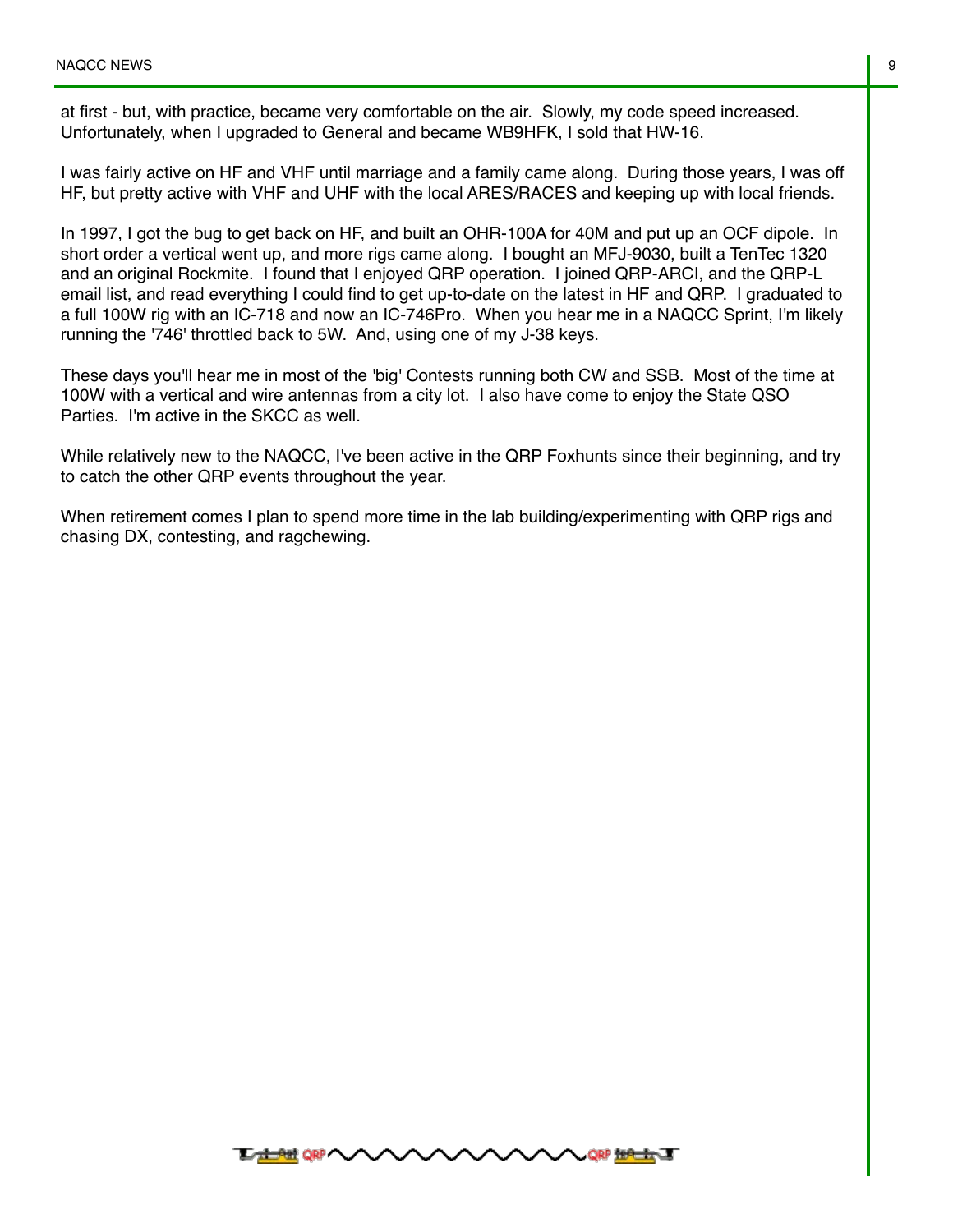at first - but, with practice, became very comfortable on the air. Slowly, my code speed increased. Unfortunately, when I upgraded to General and became WB9HFK, I sold that HW-16.

I was fairly active on HF and VHF until marriage and a family came along. During those years, I was off HF, but pretty active with VHF and UHF with the local ARES/RACES and keeping up with local friends.

In 1997, I got the bug to get back on HF, and built an OHR-100A for 40M and put up an OCF dipole. In short order a vertical went up, and more rigs came along. I bought an MFJ-9030, built a TenTec 1320 and an original Rockmite. I found that I enjoyed QRP operation. I joined QRP-ARCI, and the QRP-L email list, and read everything I could find to get up-to-date on the latest in HF and QRP. I graduated to a full 100W rig with an IC-718 and now an IC-746Pro. When you hear me in a NAQCC Sprint, I'm likely running the '746' throttled back to 5W. And, using one of my J-38 keys.

These days you'll hear me in most of the 'big' Contests running both CW and SSB. Most of the time at 100W with a vertical and wire antennas from a city lot. I also have come to enjoy the State QSO Parties. I'm active in the SKCC as well.

While relatively new to the NAQCC, I've been active in the QRP Foxhunts since their beginning, and try to catch the other QRP events throughout the year.

When retirement comes I plan to spend more time in the lab building/experimenting with QRP rigs and chasing DX, contesting, and ragchewing.